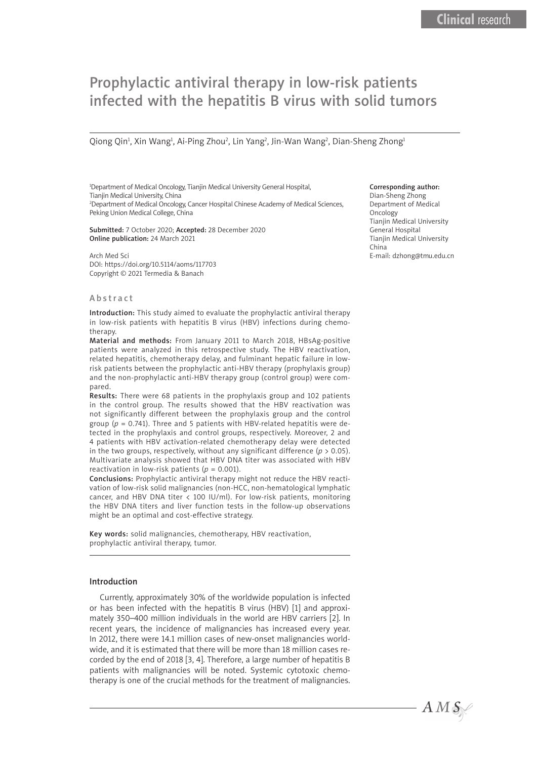# Prophylactic antiviral therapy in low-risk patients infected with the hepatitis B virus with solid tumors

Qiong Qin[1], Xin Wang[1], Ai-Ping Zhou[2], Lin Yang[2], Jin-Wan Wang[2], Dian-Sheng Zhong[1]

[1]Department of Medical Oncology, Tianjin Medical University General Hospital, Tianjin Medical University, China
[2]Department of Medical Oncology, Cancer Hospital Chinese Academy of Medical Sciences, Peking Union Medical College, China

**Submitted:** 7 October 2020; **Accepted:** 28 December 2020
**Online publication:** 24 March 2021

Arch Med Sci
DOI: https://doi.org/10.5114/aoms/117703
Copyright © 2021 Termedia & Banach

**Corresponding author:**
Dian-Sheng Zhong
Department of Medical Oncology
Tianjin Medical University General Hospital
Tianjin Medical University
China
E-mail: dzhong@tmu.edu.cn

## Abstract

**Introduction:** This study aimed to evaluate the prophylactic antiviral therapy in low-risk patients with hepatitis B virus (HBV) infections during chemotherapy.

**Material and methods:** From January 2011 to March 2018, HBsAg-positive patients were analyzed in this retrospective study. The HBV reactivation, related hepatitis, chemotherapy delay, and fulminant hepatic failure in low-risk patients between the prophylactic anti-HBV therapy (prophylaxis group) and the non-prophylactic anti-HBV therapy group (control group) were compared.

**Results:** There were 68 patients in the prophylaxis group and 102 patients in the control group. The results showed that the HBV reactivation was not significantly different between the prophylaxis group and the control group ($p = 0.741$). Three and 5 patients with HBV-related hepatitis were detected in the prophylaxis and control groups, respectively. Moreover, 2 and 4 patients with HBV activation-related chemotherapy delay were detected in the two groups, respectively, without any significant difference ($p > 0.05$). Multivariate analysis showed that HBV DNA titer was associated with HBV reactivation in low-risk patients ($p = 0.001$).

**Conclusions:** Prophylactic antiviral therapy might not reduce the HBV reactivation of low-risk solid malignancies (non-HCC, non-hematological lymphatic cancer, and HBV DNA titer < 100 IU/ml). For low-risk patients, monitoring the HBV DNA titers and liver function tests in the follow-up observations might be an optimal and cost-effective strategy.

**Key words:** solid malignancies, chemotherapy, HBV reactivation, prophylactic antiviral therapy, tumor.

## Introduction

Currently, approximately 30% of the worldwide population is infected or has been infected with the hepatitis B virus (HBV) [1] and approximately 350–400 million individuals in the world are HBV carriers [2]. In recent years, the incidence of malignancies has increased every year. In 2012, there were 14.1 million cases of new-onset malignancies worldwide, and it is estimated that there will be more than 18 million cases recorded by the end of 2018 [3, 4]. Therefore, a large number of hepatitis B patients with malignancies will be noted. Systemic cytotoxic chemotherapy is one of the crucial methods for the treatment of malignancies.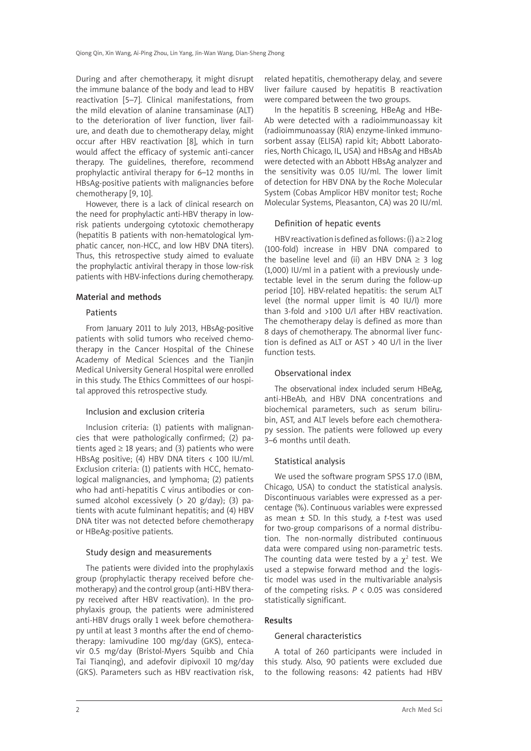During and after chemotherapy, it might disrupt the immune balance of the body and lead to HBV reactivation [5–7]. Clinical manifestations, from the mild elevation of alanine transaminase (ALT) to the deterioration of liver function, liver failure, and death due to chemotherapy delay, might occur after HBV reactivation [8], which in turn would affect the efficacy of systemic anti-cancer therapy. The guidelines, therefore, recommend prophylactic antiviral therapy for 6–12 months in HBsAg-positive patients with malignancies before chemotherapy [9, 10].

However, there is a lack of clinical research on the need for prophylactic anti-HBV therapy in low-risk patients undergoing cytotoxic chemotherapy (hepatitis B patients with non-hematological lymphatic cancer, non-HCC, and low HBV DNA titers). Thus, this retrospective study aimed to evaluate the prophylactic antiviral therapy in those low-risk patients with HBV-infections during chemotherapy.

## Material and methods

### Patients

From January 2011 to July 2013, HBsAg-positive patients with solid tumors who received chemotherapy in the Cancer Hospital of the Chinese Academy of Medical Sciences and the Tianjin Medical University General Hospital were enrolled in this study. The Ethics Committees of our hospital approved this retrospective study.

### Inclusion and exclusion criteria

Inclusion criteria: (1) patients with malignancies that were pathologically confirmed; (2) patients aged ≥ 18 years; and (3) patients who were HBsAg positive; (4) HBV DNA titers < 100 IU/ml. Exclusion criteria: (1) patients with HCC, hematological malignancies, and lymphoma; (2) patients who had anti-hepatitis C virus antibodies or consumed alcohol excessively (> 20 g/day); (3) patients with acute fulminant hepatitis; and (4) HBV DNA titer was not detected before chemotherapy or HBeAg-positive patients.

### Study design and measurements

The patients were divided into the prophylaxis group (prophylactic therapy received before chemotherapy) and the control group (anti-HBV therapy received after HBV reactivation). In the prophylaxis group, the patients were administered anti-HBV drugs orally 1 week before chemotherapy until at least 3 months after the end of chemotherapy: lamivudine 100 mg/day (GKS), entecavir 0.5 mg/day (Bristol-Myers Squibb and Chia Tai Tianqing), and adefovir dipivoxil 10 mg/day (GKS). Parameters such as HBV reactivation risk, related hepatitis, chemotherapy delay, and severe liver failure caused by hepatitis B reactivation were compared between the two groups.

In the hepatitis B screening, HBeAg and HBeAb were detected with a radioimmunoassay kit (radioimmunoassay (RIA) enzyme-linked immunosorbent assay (ELISA) rapid kit; Abbott Laboratories, North Chicago, IL, USA) and HBsAg and HBsAb were detected with an Abbott HBsAg analyzer and the sensitivity was 0.05 IU/ml. The lower limit of detection for HBV DNA by the Roche Molecular System (Cobas Amplicor HBV monitor test; Roche Molecular Systems, Pleasanton, CA) was 20 IU/ml.

### Definition of hepatic events

HBV reactivation is defined as follows: (i) a ≥ 2 log (100-fold) increase in HBV DNA compared to the baseline level and (ii) an HBV DNA ≥ 3 log (1,000) IU/ml in a patient with a previously undetectable level in the serum during the follow-up period [10]. HBV-related hepatitis: the serum ALT level (the normal upper limit is 40 IU/l) more than 3-fold and >100 U/l after HBV reactivation. The chemotherapy delay is defined as more than 8 days of chemotherapy. The abnormal liver function is defined as ALT or AST > 40 U/l in the liver function tests.

### Observational index

The observational index included serum HBeAg, anti-HBeAb, and HBV DNA concentrations and biochemical parameters, such as serum bilirubin, AST, and ALT levels before each chemotherapy session. The patients were followed up every 3–6 months until death.

### Statistical analysis

We used the software program SPSS 17.0 (IBM, Chicago, USA) to conduct the statistical analysis. Discontinuous variables were expressed as a percentage (%). Continuous variables were expressed as mean ± SD. In this study, a *t*-test was used for two-group comparisons of a normal distribution. The non-normally distributed continuous data were compared using non-parametric tests. The counting data were tested by a $\chi^2$ test. We used a stepwise forward method and the logistic model was used in the multivariable analysis of the competing risks. $P < 0.05$ was considered statistically significant.

## Results

### General characteristics

A total of 260 participants were included in this study. Also, 90 patients were excluded due to the following reasons: 42 patients had HBV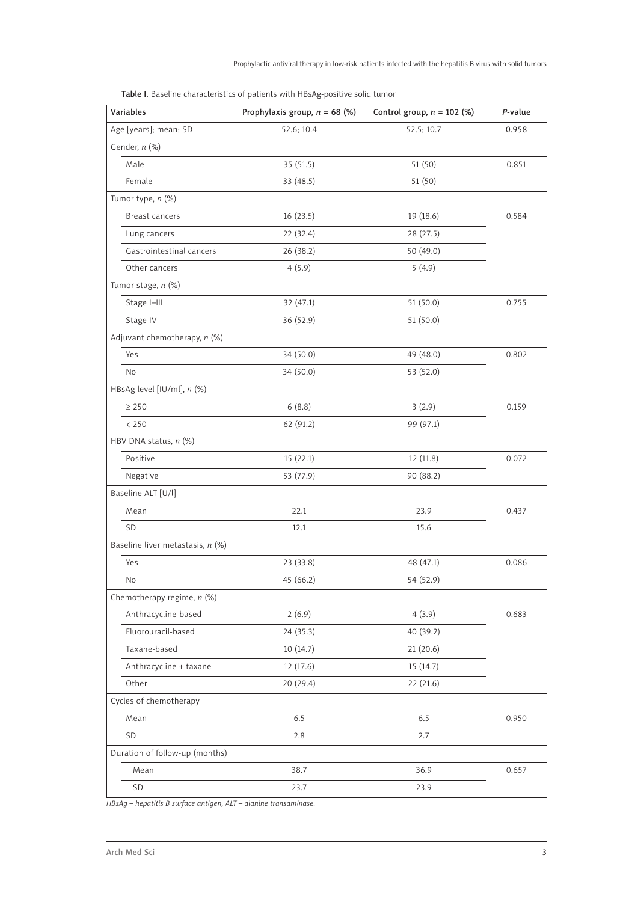Table I. Baseline characteristics of patients with HBsAg-positive solid tumor

| Variables | Prophylaxis group, *n* = 68 (%) | Control group, *n* = 102 (%) | *P*-value |
|---|---|---|---|
| Age [years]; mean; SD | 52.6; 10.4 | 52.5; 10.7 | 0.958 |
| Gender, *n* (%) | | | |
| Male | 35 (51.5) | 51 (50) | 0.851 |
| Female | 33 (48.5) | 51 (50) | |
| Tumor type, *n* (%) | | | |
| Breast cancers | 16 (23.5) | 19 (18.6) | 0.584 |
| Lung cancers | 22 (32.4) | 28 (27.5) | |
| Gastrointestinal cancers | 26 (38.2) | 50 (49.0) | |
| Other cancers | 4 (5.9) | 5 (4.9) | |
| Tumor stage, *n* (%) | | | |
| Stage I–III | 32 (47.1) | 51 (50.0) | 0.755 |
| Stage IV | 36 (52.9) | 51 (50.0) | |
| Adjuvant chemotherapy, *n* (%) | | | |
| Yes | 34 (50.0) | 49 (48.0) | 0.802 |
| No | 34 (50.0) | 53 (52.0) | |
| HBsAg level [IU/ml], *n* (%) | | | |
| ≥ 250 | 6 (8.8) | 3 (2.9) | 0.159 |
| < 250 | 62 (91.2) | 99 (97.1) | |
| HBV DNA status, *n* (%) | | | |
| Positive | 15 (22.1) | 12 (11.8) | 0.072 |
| Negative | 53 (77.9) | 90 (88.2) | |
| Baseline ALT [U/l] | | | |
| Mean | 22.1 | 23.9 | 0.437 |
| SD | 12.1 | 15.6 | |
| Baseline liver metastasis, *n* (%) | | | |
| Yes | 23 (33.8) | 48 (47.1) | 0.086 |
| No | 45 (66.2) | 54 (52.9) | |
| Chemotherapy regime, *n* (%) | | | |
| Anthracycline-based | 2 (6.9) | 4 (3.9) | 0.683 |
| Fluorouracil-based | 24 (35.3) | 40 (39.2) | |
| Taxane-based | 10 (14.7) | 21 (20.6) | |
| Anthracycline + taxane | 12 (17.6) | 15 (14.7) | |
| Other | 20 (29.4) | 22 (21.6) | |
| Cycles of chemotherapy | | | |
| Mean | 6.5 | 6.5 | 0.950 |
| SD | 2.8 | 2.7 | |
| Duration of follow-up (months) | | | |
| Mean | 38.7 | 36.9 | 0.657 |
| SD | 23.7 | 23.9 | |

*HBsAg – hepatitis B surface antigen, ALT – alanine transaminase.*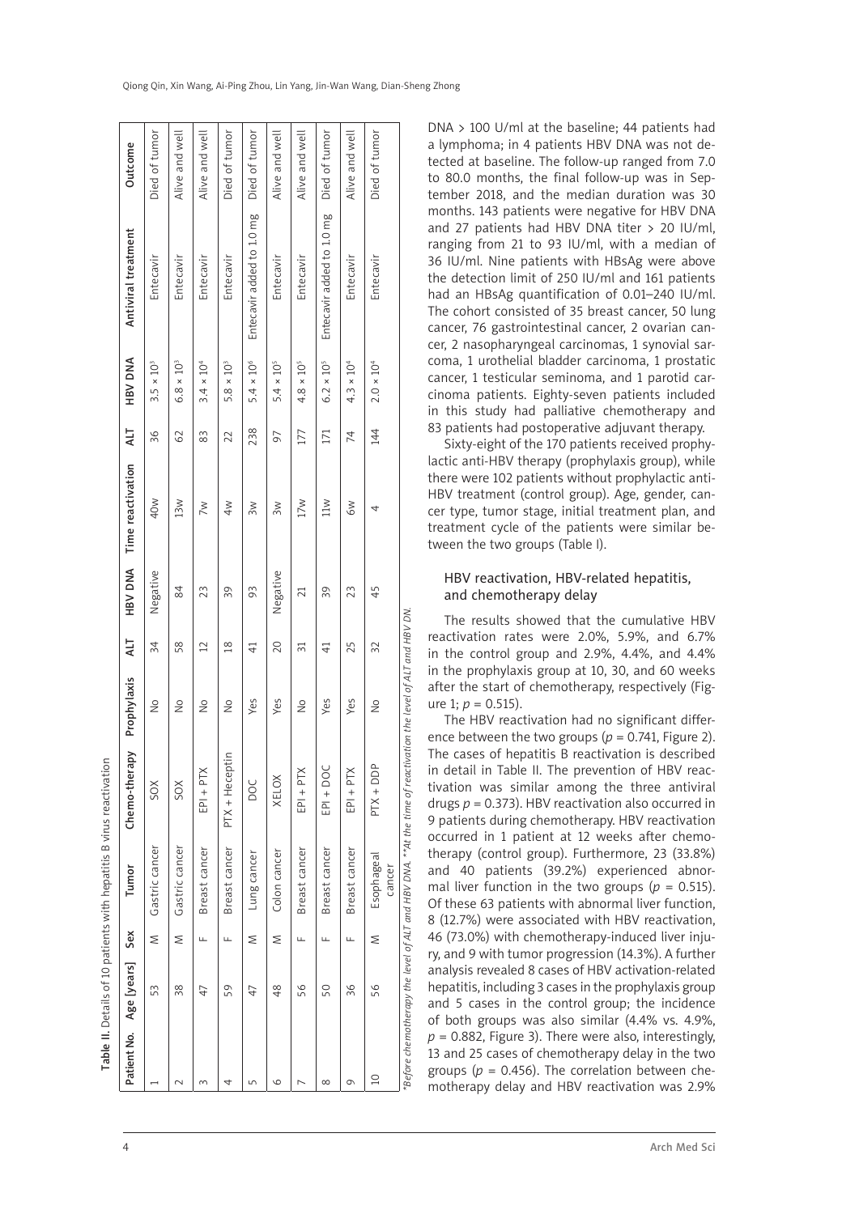**Table II.** Details of 10 patients with hepatitis B virus reactivation

| Patient No. | Age [years] | Sex | Tumor | Chemo-therapy | Prophylaxis | ALT | HBV DNA | Time reactivation | ALT | HBV DNA | Antiviral treatment | Outcome |
|---|---|---|---|---|---|---|---|---|---|---|---|---|
| 1 | 53 | M | Gastric cancer | SOX | No | 34 | Negative | 40w | 36 | $3.5 \times 10^3$ | Entecavir | Died of tumor |
| 2 | 38 | M | Gastric cancer | SOX | No | 58 | 84 | 13w | 62 | $6.8 \times 10^3$ | Entecavir | Alive and well |
| 3 | 47 | F | Breast cancer | EPI + PTX | No | 12 | 23 | 7w | 83 | $3.4 \times 10^4$ | Entecavir | Alive and well |
| 4 | 59 | F | Breast cancer | PTX + Heceptin | No | 18 | 39 | 4w | 22 | $5.8 \times 10^3$ | Entecavir | Died of tumor |
| 5 | 47 | M | Lung cancer | DOC | Yes | 41 | 93 | 3w | 238 | $5.4 \times 10^6$ | Entecavir added to 1.0 mg | Died of tumor |
| 6 | 48 | M | Colon cancer | XELOX | Yes | 20 | Negative | 3w | 97 | $5.4 \times 10^5$ | Entecavir | Alive and well |
| 7 | 56 | F | Breast cancer | EPI + PTX | No | 31 | 21 | 17w | 177 | $4.8 \times 10^5$ | Entecavir | Alive and well |
| 8 | 50 | F | Breast cancer | EPI + DOC | Yes | 41 | 39 | 11w | 171 | $6.2 \times 10^5$ | Entecavir added to 1.0 mg | Died of tumor |
| 9 | 36 | F | Breast cancer | EPI + PTX | Yes | 25 | 23 | 6w | 74 | $4.3 \times 10^4$ | Entecavir | Alive and well |
| 10 | 56 | M | Esophageal cancer | PTX + DDP | No | 32 | 45 | 4 | 144 | $2.0 \times 10^4$ | Entecavir | Died of tumor |

*Before chemotherapy the level of ALT and HBV DNA. **At the time of reactivation the level of ALT and HBV DN.

DNA > 100 U/ml at the baseline; 44 patients had a lymphoma; in 4 patients HBV DNA was not detected at baseline. The follow-up ranged from 7.0 to 80.0 months, the final follow-up was in September 2018, and the median duration was 30 months. 143 patients were negative for HBV DNA and 27 patients had HBV DNA titer > 20 IU/ml, ranging from 21 to 93 IU/ml, with a median of 36 IU/ml. Nine patients with HBsAg were above the detection limit of 250 IU/ml and 161 patients had an HBsAg quantification of 0.01–240 IU/ml. The cohort consisted of 35 breast cancer, 50 lung cancer, 76 gastrointestinal cancer, 2 ovarian cancer, 2 nasopharyngeal carcinomas, 1 synovial sarcoma, 1 urothelial bladder carcinoma, 1 prostatic cancer, 1 testicular seminoma, and 1 parotid carcinoma patients. Eighty-seven patients included in this study had palliative chemotherapy and 83 patients had postoperative adjuvant therapy.

Sixty-eight of the 170 patients received prophylactic anti-HBV therapy (prophylaxis group), while there were 102 patients without prophylactic anti-HBV treatment (control group). Age, gender, cancer type, tumor stage, initial treatment plan, and treatment cycle of the patients were similar between the two groups (Table I).

### HBV reactivation, HBV-related hepatitis, and chemotherapy delay

The results showed that the cumulative HBV reactivation rates were 2.0%, 5.9%, and 6.7% in the control group and 2.9%, 4.4%, and 4.4% in the prophylaxis group at 10, 30, and 60 weeks after the start of chemotherapy, respectively (Figure 1; $p = 0.515$).

The HBV reactivation had no significant difference between the two groups ($p = 0.741$, Figure 2). The cases of hepatitis B reactivation is described in detail in Table II. The prevention of HBV reactivation was similar among the three antiviral drugs $p = 0.373$). HBV reactivation also occurred in 9 patients during chemotherapy. HBV reactivation occurred in 1 patient at 12 weeks after chemotherapy (control group). Furthermore, 23 (33.8%) and 40 patients (39.2%) experienced abnormal liver function in the two groups ($p = 0.515$). Of these 63 patients with abnormal liver function, 8 (12.7%) were associated with HBV reactivation, 46 (73.0%) with chemotherapy-induced liver injury, and 9 with tumor progression (14.3%). A further analysis revealed 8 cases of HBV activation-related hepatitis, including 3 cases in the prophylaxis group and 5 cases in the control group; the incidence of both groups was also similar (4.4% vs. 4.9%, $p = 0.882$, Figure 3). There were also, interestingly, 13 and 25 cases of chemotherapy delay in the two groups ($p = 0.456$). The correlation between chemotherapy delay and HBV reactivation was 2.9%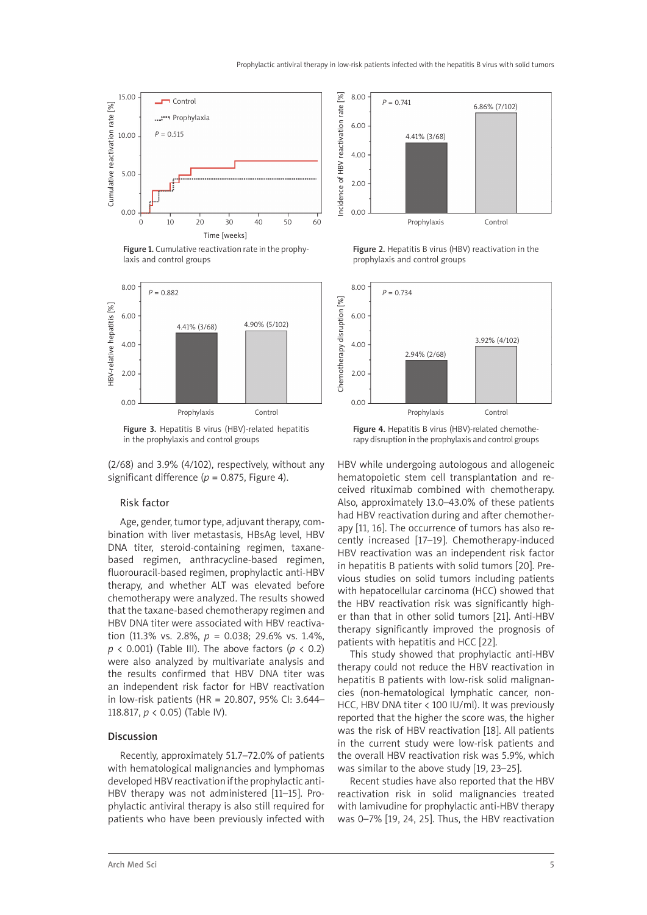Figure 1. Cumulative reactivation rate in the prophylaxis and control groups

Figure 2. Hepatitis B virus (HBV) reactivation in the prophylaxis and control groups

Figure 3. Hepatitis B virus (HBV)-related hepatitis in the prophylaxis and control groups

Figure 4. Hepatitis B virus (HBV)-related chemotherapy disruption in the prophylaxis and control groups

(2/68) and 3.9% (4/102), respectively, without any significant difference ($p$ = 0.875, Figure 4).

### Risk factor

Age, gender, tumor type, adjuvant therapy, combination with liver metastasis, HBsAg level, HBV DNA titer, steroid-containing regimen, taxane-based regimen, anthracycline-based regimen, fluorouracil-based regimen, prophylactic anti-HBV therapy, and whether ALT was elevated before chemotherapy were analyzed. The results showed that the taxane-based chemotherapy regimen and HBV DNA titer were associated with HBV reactivation (11.3% vs. 2.8%, $p$ = 0.038; 29.6% vs. 1.4%, $p$ < 0.001) (Table III). The above factors ($p$ < 0.2) were also analyzed by multivariate analysis and the results confirmed that HBV DNA titer was an independent risk factor for HBV reactivation in low-risk patients (HR = 20.807, 95% CI: 3.644–118.817, $p$ < 0.05) (Table IV).

## Discussion

Recently, approximately 51.7–72.0% of patients with hematological malignancies and lymphomas developed HBV reactivation if the prophylactic anti-HBV therapy was not administered [11–15]. Prophylactic antiviral therapy is also still required for patients who have been previously infected with HBV while undergoing autologous and allogeneic hematopoietic stem cell transplantation and received rituximab combined with chemotherapy. Also, approximately 13.0–43.0% of these patients had HBV reactivation during and after chemotherapy [11, 16]. The occurrence of tumors has also recently increased [17–19]. Chemotherapy-induced HBV reactivation was an independent risk factor in hepatitis B patients with solid tumors [20]. Previous studies on solid tumors including patients with hepatocellular carcinoma (HCC) showed that the HBV reactivation risk was significantly higher than that in other solid tumors [21]. Anti-HBV therapy significantly improved the prognosis of patients with hepatitis and HCC [22].

This study showed that prophylactic anti-HBV therapy could not reduce the HBV reactivation in hepatitis B patients with low-risk solid malignancies (non-hematological lymphatic cancer, non-HCC, HBV DNA titer < 100 IU/ml). It was previously reported that the higher the score was, the higher was the risk of HBV reactivation [18]. All patients in the current study were low-risk patients and the overall HBV reactivation risk was 5.9%, which was similar to the above study [19, 23–25].

Recent studies have also reported that the HBV reactivation risk in solid malignancies treated with lamivudine for prophylactic anti-HBV therapy was 0–7% [19, 24, 25]. Thus, the HBV reactivation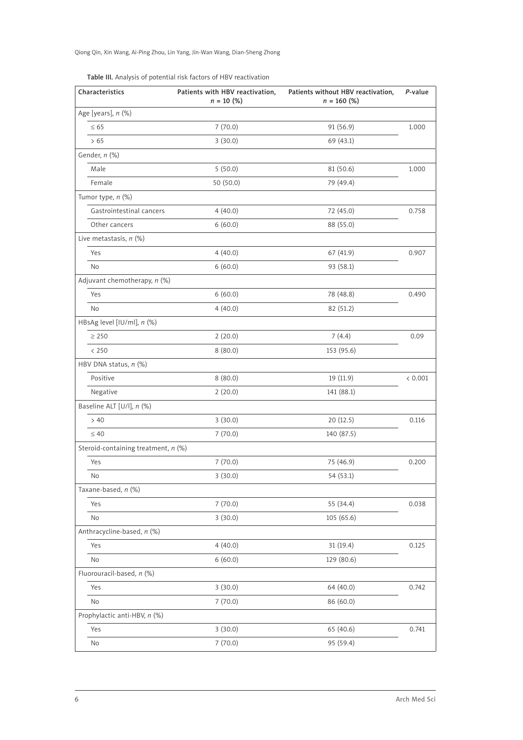**Table III.** Analysis of potential risk factors of HBV reactivation

| Characteristics | Patients with HBV reactivation, $n$ = 10 (%) | Patients without HBV reactivation, $n$ = 160 (%) | $P$-value |
|---|---|---|---|
| Age [years], $n$ (%) | | | |
| ≤ 65 | 7 (70.0) | 91 (56.9) | 1.000 |
| > 65 | 3 (30.0) | 69 (43.1) | |
| Gender, $n$ (%) | | | |
| Male | 5 (50.0) | 81 (50.6) | 1.000 |
| Female | 50 (50.0) | 79 (49.4) | |
| Tumor type, $n$ (%) | | | |
| Gastrointestinal cancers | 4 (40.0) | 72 (45.0) | 0.758 |
| Other cancers | 6 (60.0) | 88 (55.0) | |
| Live metastasis, $n$ (%) | | | |
| Yes | 4 (40.0) | 67 (41.9) | 0.907 |
| No | 6 (60.0) | 93 (58.1) | |
| Adjuvant chemotherapy, $n$ (%) | | | |
| Yes | 6 (60.0) | 78 (48.8) | 0.490 |
| No | 4 (40.0) | 82 (51.2) | |
| HBsAg level [IU/ml], $n$ (%) | | | |
| ≥ 250 | 2 (20.0) | 7 (4.4) | 0.09 |
| < 250 | 8 (80.0) | 153 (95.6) | |
| HBV DNA status, $n$ (%) | | | |
| Positive | 8 (80.0) | 19 (11.9) | < 0.001 |
| Negative | 2 (20.0) | 141 (88.1) | |
| Baseline ALT [U/l], $n$ (%) | | | |
| > 40 | 3 (30.0) | 20 (12.5) | 0.116 |
| ≤ 40 | 7 (70.0) | 140 (87.5) | |
| Steroid-containing treatment, $n$ (%) | | | |
| Yes | 7 (70.0) | 75 (46.9) | 0.200 |
| No | 3 (30.0) | 54 (53.1) | |
| Taxane-based, $n$ (%) | | | |
| Yes | 7 (70.0) | 55 (34.4) | 0.038 |
| No | 3 (30.0) | 105 (65.6) | |
| Anthracycline-based, $n$ (%) | | | |
| Yes | 4 (40.0) | 31 (19.4) | 0.125 |
| No | 6 (60.0) | 129 (80.6) | |
| Fluorouracil-based, $n$ (%) | | | |
| Yes | 3 (30.0) | 64 (40.0) | 0.742 |
| No | 7 (70.0) | 86 (60.0) | |
| Prophylactic anti-HBV, $n$ (%) | | | |
| Yes | 3 (30.0) | 65 (40.6) | 0.741 |
| No | 7 (70.0) | 95 (59.4) | |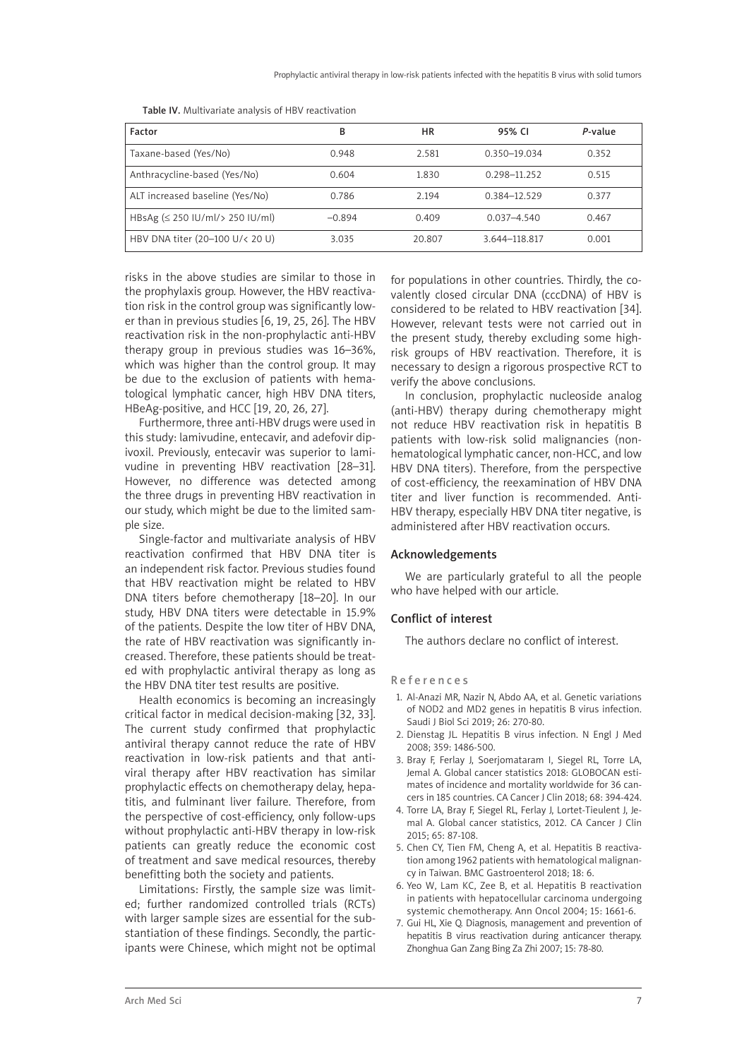Table IV. Multivariate analysis of HBV reactivation

| Factor | B | HR | 95% CI | *P*-value |
|---|---|---|---|---|
| Taxane-based (Yes/No) | 0.948 | 2.581 | 0.350–19.034 | 0.352 |
| Anthracycline-based (Yes/No) | 0.604 | 1.830 | 0.298–11.252 | 0.515 |
| ALT increased baseline (Yes/No) | 0.786 | 2.194 | 0.384–12.529 | 0.377 |
| HBsAg (≤ 250 IU/ml/> 250 IU/ml) | –0.894 | 0.409 | 0.037–4.540 | 0.467 |
| HBV DNA titer (20–100 U/< 20 U) | 3.035 | 20.807 | 3.644–118.817 | 0.001 |

risks in the above studies are similar to those in the prophylaxis group. However, the HBV reactivation risk in the control group was significantly lower than in previous studies [6, 19, 25, 26]. The HBV reactivation risk in the non-prophylactic anti-HBV therapy group in previous studies was 16–36%, which was higher than the control group. It may be due to the exclusion of patients with hematological lymphatic cancer, high HBV DNA titers, HBeAg-positive, and HCC [19, 20, 26, 27].

Furthermore, three anti-HBV drugs were used in this study: lamivudine, entecavir, and adefovir dipivoxil. Previously, entecavir was superior to lamivudine in preventing HBV reactivation [28–31]. However, no difference was detected among the three drugs in preventing HBV reactivation in our study, which might be due to the limited sample size.

Single-factor and multivariate analysis of HBV reactivation confirmed that HBV DNA titer is an independent risk factor. Previous studies found that HBV reactivation might be related to HBV DNA titers before chemotherapy [18–20]. In our study, HBV DNA titers were detectable in 15.9% of the patients. Despite the low titer of HBV DNA, the rate of HBV reactivation was significantly increased. Therefore, these patients should be treated with prophylactic antiviral therapy as long as the HBV DNA titer test results are positive.

Health economics is becoming an increasingly critical factor in medical decision-making [32, 33]. The current study confirmed that prophylactic antiviral therapy cannot reduce the rate of HBV reactivation in low-risk patients and that antiviral therapy after HBV reactivation has similar prophylactic effects on chemotherapy delay, hepatitis, and fulminant liver failure. Therefore, from the perspective of cost-efficiency, only follow-ups without prophylactic anti-HBV therapy in low-risk patients can greatly reduce the economic cost of treatment and save medical resources, thereby benefitting both the society and patients.

Limitations: Firstly, the sample size was limited; further randomized controlled trials (RCTs) with larger sample sizes are essential for the substantiation of these findings. Secondly, the participants were Chinese, which might not be optimal for populations in other countries. Thirdly, the covalently closed circular DNA (cccDNA) of HBV is considered to be related to HBV reactivation [34]. However, relevant tests were not carried out in the present study, thereby excluding some high-risk groups of HBV reactivation. Therefore, it is necessary to design a rigorous prospective RCT to verify the above conclusions.

In conclusion, prophylactic nucleoside analog (anti-HBV) therapy during chemotherapy might not reduce HBV reactivation risk in hepatitis B patients with low-risk solid malignancies (non-hematological lymphatic cancer, non-HCC, and low HBV DNA titers). Therefore, from the perspective of cost-efficiency, the reexamination of HBV DNA titer and liver function is recommended. Anti-HBV therapy, especially HBV DNA titer negative, is administered after HBV reactivation occurs.

## Acknowledgements

We are particularly grateful to all the people who have helped with our article.

## Conflict of interest

The authors declare no conflict of interest.

## References

1. Al-Anazi MR, Nazir N, Abdo AA, et al. Genetic variations of NOD2 and MD2 genes in hepatitis B virus infection. Saudi J Biol Sci 2019; 26: 270-80.
2. Dienstag JL. Hepatitis B virus infection. N Engl J Med 2008; 359: 1486-500.
3. Bray F, Ferlay J, Soerjomataram I, Siegel RL, Torre LA, Jemal A. Global cancer statistics 2018: GLOBOCAN estimates of incidence and mortality worldwide for 36 cancers in 185 countries. CA Cancer J Clin 2018; 68: 394-424.
4. Torre LA, Bray F, Siegel RL, Ferlay J, Lortet-Tieulent J, Jemal A. Global cancer statistics, 2012. CA Cancer J Clin 2015; 65: 87-108.
5. Chen CY, Tien FM, Cheng A, et al. Hepatitis B reactivation among 1962 patients with hematological malignancy in Taiwan. BMC Gastroenterol 2018; 18: 6.
6. Yeo W, Lam KC, Zee B, et al. Hepatitis B reactivation in patients with hepatocellular carcinoma undergoing systemic chemotherapy. Ann Oncol 2004; 15: 1661-6.
7. Gui HL, Xie Q. Diagnosis, management and prevention of hepatitis B virus reactivation during anticancer therapy. Zhonghua Gan Zang Bing Za Zhi 2007; 15: 78-80.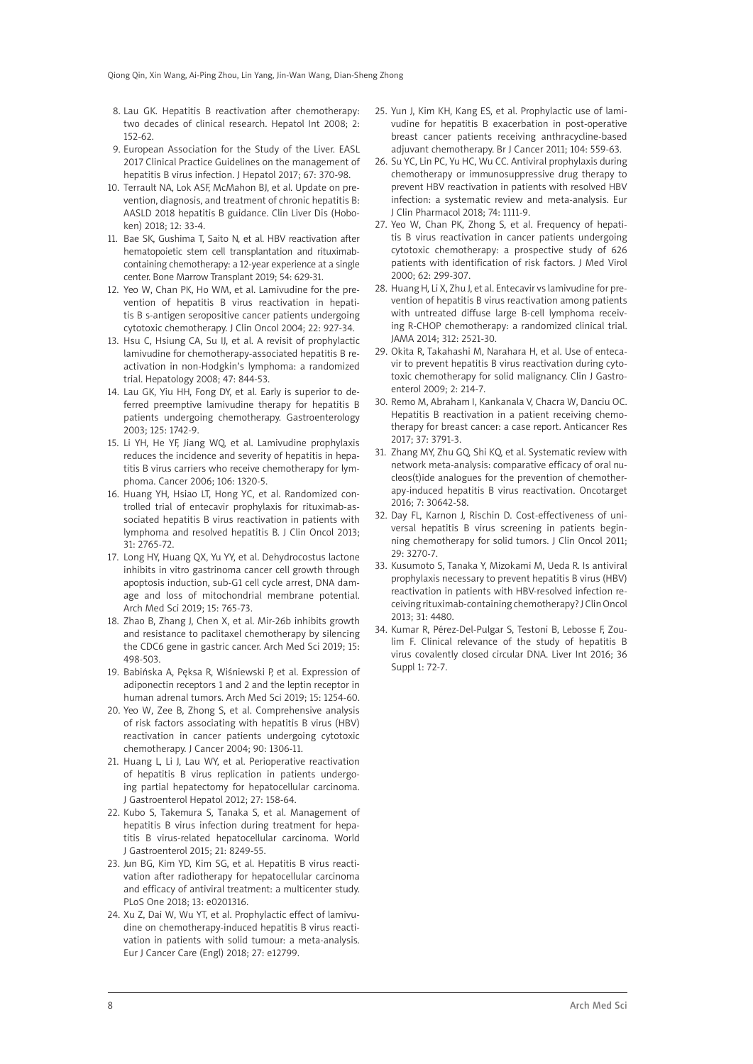8. Lau GK. Hepatitis B reactivation after chemotherapy: two decades of clinical research. Hepatol Int 2008; 2: 152-62.
9. European Association for the Study of the Liver. EASL 2017 Clinical Practice Guidelines on the management of hepatitis B virus infection. J Hepatol 2017; 67: 370-98.
10. Terrault NA, Lok ASF, McMahon BJ, et al. Update on prevention, diagnosis, and treatment of chronic hepatitis B: AASLD 2018 hepatitis B guidance. Clin Liver Dis (Hoboken) 2018; 12: 33-4.
11. Bae SK, Gushima T, Saito N, et al. HBV reactivation after hematopoietic stem cell transplantation and rituximab-containing chemotherapy: a 12-year experience at a single center. Bone Marrow Transplant 2019; 54: 629-31.
12. Yeo W, Chan PK, Ho WM, et al. Lamivudine for the prevention of hepatitis B virus reactivation in hepatitis B s-antigen seropositive cancer patients undergoing cytotoxic chemotherapy. J Clin Oncol 2004; 22: 927-34.
13. Hsu C, Hsiung CA, Su IJ, et al. A revisit of prophylactic lamivudine for chemotherapy-associated hepatitis B reactivation in non-Hodgkin's lymphoma: a randomized trial. Hepatology 2008; 47: 844-53.
14. Lau GK, Yiu HH, Fong DY, et al. Early is superior to deferred preemptive lamivudine therapy for hepatitis B patients undergoing chemotherapy. Gastroenterology 2003; 125: 1742-9.
15. Li YH, He YF, Jiang WQ, et al. Lamivudine prophylaxis reduces the incidence and severity of hepatitis in hepatitis B virus carriers who receive chemotherapy for lymphoma. Cancer 2006; 106: 1320-5.
16. Huang YH, Hsiao LT, Hong YC, et al. Randomized controlled trial of entecavir prophylaxis for rituximab-associated hepatitis B virus reactivation in patients with lymphoma and resolved hepatitis B. J Clin Oncol 2013; 31: 2765-72.
17. Long HY, Huang QX, Yu YY, et al. Dehydrocostus lactone inhibits in vitro gastrinoma cancer cell growth through apoptosis induction, sub-G1 cell cycle arrest, DNA damage and loss of mitochondrial membrane potential. Arch Med Sci 2019; 15: 765-73.
18. Zhao B, Zhang J, Chen X, et al. Mir-26b inhibits growth and resistance to paclitaxel chemotherapy by silencing the CDC6 gene in gastric cancer. Arch Med Sci 2019; 15: 498-503.
19. Babińska A, Pęksa R, Wiśniewski P, et al. Expression of adiponectin receptors 1 and 2 and the leptin receptor in human adrenal tumors. Arch Med Sci 2019; 15: 1254-60.
20. Yeo W, Zee B, Zhong S, et al. Comprehensive analysis of risk factors associating with hepatitis B virus (HBV) reactivation in cancer patients undergoing cytotoxic chemotherapy. J Cancer 2004; 90: 1306-11.
21. Huang L, Li J, Lau WY, et al. Perioperative reactivation of hepatitis B virus replication in patients undergoing partial hepatectomy for hepatocellular carcinoma. J Gastroenterol Hepatol 2012; 27: 158-64.
22. Kubo S, Takemura S, Tanaka S, et al. Management of hepatitis B virus infection during treatment for hepatitis B virus-related hepatocellular carcinoma. World J Gastroenterol 2015; 21: 8249-55.
23. Jun BG, Kim YD, Kim SG, et al. Hepatitis B virus reactivation after radiotherapy for hepatocellular carcinoma and efficacy of antiviral treatment: a multicenter study. PLoS One 2018; 13: e0201316.
24. Xu Z, Dai W, Wu YT, et al. Prophylactic effect of lamivudine on chemotherapy-induced hepatitis B virus reactivation in patients with solid tumour: a meta-analysis. Eur J Cancer Care (Engl) 2018; 27: e12799.
25. Yun J, Kim KH, Kang ES, et al. Prophylactic use of lamivudine for hepatitis B exacerbation in post-operative breast cancer patients receiving anthracycline-based adjuvant chemotherapy. Br J Cancer 2011; 104: 559-63.
26. Su YC, Lin PC, Yu HC, Wu CC. Antiviral prophylaxis during chemotherapy or immunosuppressive drug therapy to prevent HBV reactivation in patients with resolved HBV infection: a systematic review and meta-analysis. Eur J Clin Pharmacol 2018; 74: 1111-9.
27. Yeo W, Chan PK, Zhong S, et al. Frequency of hepatitis B virus reactivation in cancer patients undergoing cytotoxic chemotherapy: a prospective study of 626 patients with identification of risk factors. J Med Virol 2000; 62: 299-307.
28. Huang H, Li X, Zhu J, et al. Entecavir vs lamivudine for prevention of hepatitis B virus reactivation among patients with untreated diffuse large B-cell lymphoma receiving R-CHOP chemotherapy: a randomized clinical trial. JAMA 2014; 312: 2521-30.
29. Okita R, Takahashi M, Narahara H, et al. Use of entecavir to prevent hepatitis B virus reactivation during cytotoxic chemotherapy for solid malignancy. Clin J Gastroenterol 2009; 2: 214-7.
30. Remo M, Abraham I, Kankanala V, Chacra W, Danciu OC. Hepatitis B reactivation in a patient receiving chemotherapy for breast cancer: a case report. Anticancer Res 2017; 37: 3791-3.
31. Zhang MY, Zhu GQ, Shi KQ, et al. Systematic review with network meta-analysis: comparative efficacy of oral nucleos(t)ide analogues for the prevention of chemotherapy-induced hepatitis B virus reactivation. Oncotarget 2016; 7: 30642-58.
32. Day FL, Karnon J, Rischin D. Cost-effectiveness of universal hepatitis B virus screening in patients beginning chemotherapy for solid tumors. J Clin Oncol 2011; 29: 3270-7.
33. Kusumoto S, Tanaka Y, Mizokami M, Ueda R. Is antiviral prophylaxis necessary to prevent hepatitis B virus (HBV) reactivation in patients with HBV-resolved infection receiving rituximab-containing chemotherapy? J Clin Oncol 2013; 31: 4480.
34. Kumar R, Pérez-Del-Pulgar S, Testoni B, Lebosse F, Zoulim F. Clinical relevance of the study of hepatitis B virus covalently closed circular DNA. Liver Int 2016; 36 Suppl 1: 72-7.